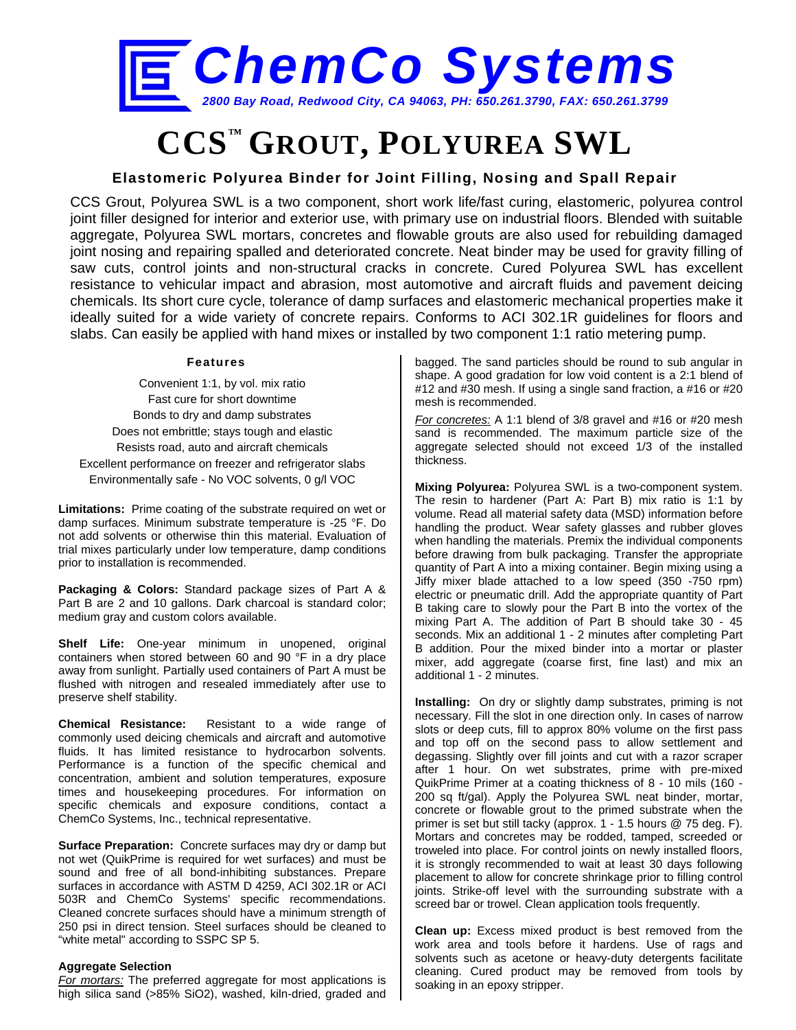# ChemCo Systems

*2800 Bay Road, Redwood City, CA 94063, PH: 650.261.3790, FAX: 650.261.3799*

# CCS™ Grout, Polyurea SWL

### Elastomeric Polyurea Binder for Joint Filling, Nosing and Spall Repair

CCS Grout, Polyurea SWL is a two component, short work life/fast curing, elastomeric, polyurea control joint filler designed for interior and exterior use, with primary use on industrial floors. Blended with suitable aggregate, Polyurea SWL mortars, concretes and flowable grouts are also used for rebuilding damaged joint nosing and repairing spalled and deteriorated concrete. Neat binder may be used for gravity filling of saw cuts, control joints and non-structural cracks in concrete. Cured Polyurea SWL has excellent resistance to vehicular impact and abrasion, most automotive and aircraft fluids and pavement deicing chemicals. Its short cure cycle, tolerance of damp surfaces and elastomeric mechanical properties make it ideally suited for a wide variety of concrete repairs. Conforms to ACI 302.1R guidelines for floors and slabs. Can easily be applied with hand mixes or installed by two component 1:1 ratio metering pump.

#### Features

Convenient 1:1, by vol. mix ratio
Fast cure for short downtime
Bonds to dry and damp substrates
Does not embrittle; stays tough and elastic
Resists road, auto and aircraft chemicals
Excellent performance on freezer and refrigerator slabs
Environmentally safe - No VOC solvents, 0 g/l VOC

**Limitations:** Prime coating of the substrate required on wet or damp surfaces. Minimum substrate temperature is -25 °F. Do not add solvents or otherwise thin this material. Evaluation of trial mixes particularly under low temperature, damp conditions prior to installation is recommended.

**Packaging & Colors:** Standard package sizes of Part A & Part B are 2 and 10 gallons. Dark charcoal is standard color; medium gray and custom colors available.

**Shelf Life:** One-year minimum in unopened, original containers when stored between 60 and 90 °F in a dry place away from sunlight. Partially used containers of Part A must be flushed with nitrogen and resealed immediately after use to preserve shelf stability.

**Chemical Resistance:** Resistant to a wide range of commonly used deicing chemicals and aircraft and automotive fluids. It has limited resistance to hydrocarbon solvents. Performance is a function of the specific chemical and concentration, ambient and solution temperatures, exposure times and housekeeping procedures. For information on specific chemicals and exposure conditions, contact a ChemCo Systems, Inc., technical representative.

**Surface Preparation:** Concrete surfaces may dry or damp but not wet (QuikPrime is required for wet surfaces) and must be sound and free of all bond-inhibiting substances. Prepare surfaces in accordance with ASTM D 4259, ACI 302.1R or ACI 503R and ChemCo Systems' specific recommendations. Cleaned concrete surfaces should have a minimum strength of 250 psi in direct tension. Steel surfaces should be cleaned to "white metal" according to SSPC SP 5.

**Aggregate Selection**

*For mortars:* The preferred aggregate for most applications is high silica sand (>85% $SiO_2$), washed, kiln-dried, graded and bagged. The sand particles should be round to sub angular in shape. A good gradation for low void content is a 2:1 blend of #12 and #30 mesh. If using a single sand fraction, a #16 or #20 mesh is recommended.

*For concretes:* A 1:1 blend of 3/8 gravel and #16 or #20 mesh sand is recommended. The maximum particle size of the aggregate selected should not exceed 1/3 of the installed thickness.

**Mixing Polyurea:** Polyurea SWL is a two-component system. The resin to hardener (Part A: Part B) mix ratio is 1:1 by volume. Read all material safety data (MSD) information before handling the product. Wear safety glasses and rubber gloves when handling the materials. Premix the individual components before drawing from bulk packaging. Transfer the appropriate quantity of Part A into a mixing container. Begin mixing using a Jiffy mixer blade attached to a low speed (350 -750 rpm) electric or pneumatic drill. Add the appropriate quantity of Part B taking care to slowly pour the Part B into the vortex of the mixing Part A. The addition of Part B should take 30 - 45 seconds. Mix an additional 1 - 2 minutes after completing Part B addition. Pour the mixed binder into a mortar or plaster mixer, add aggregate (coarse first, fine last) and mix an additional 1 - 2 minutes.

**Installing:** On dry or slightly damp substrates, priming is not necessary. Fill the slot in one direction only. In cases of narrow slots or deep cuts, fill to approx 80% volume on the first pass and top off on the second pass to allow settlement and degassing. Slightly over fill joints and cut with a razor scraper after 1 hour. On wet substrates, prime with pre-mixed QuikPrime Primer at a coating thickness of 8 - 10 mils (160 - 200 sq ft/gal). Apply the Polyurea SWL neat binder, mortar, concrete or flowable grout to the primed substrate when the primer is set but still tacky (approx. 1 - 1.5 hours @ 75 deg. F). Mortars and concretes may be rodded, tamped, screeded or troweled into place. For control joints on newly installed floors, it is strongly recommended to wait at least 30 days following placement to allow for concrete shrinkage prior to filling control joints. Strike-off level with the surrounding substrate with a screed bar or trowel. Clean application tools frequently.

**Clean up:** Excess mixed product is best removed from the work area and tools before it hardens. Use of rags and solvents such as acetone or heavy-duty detergents facilitate cleaning. Cured product may be removed from tools by soaking in an epoxy stripper.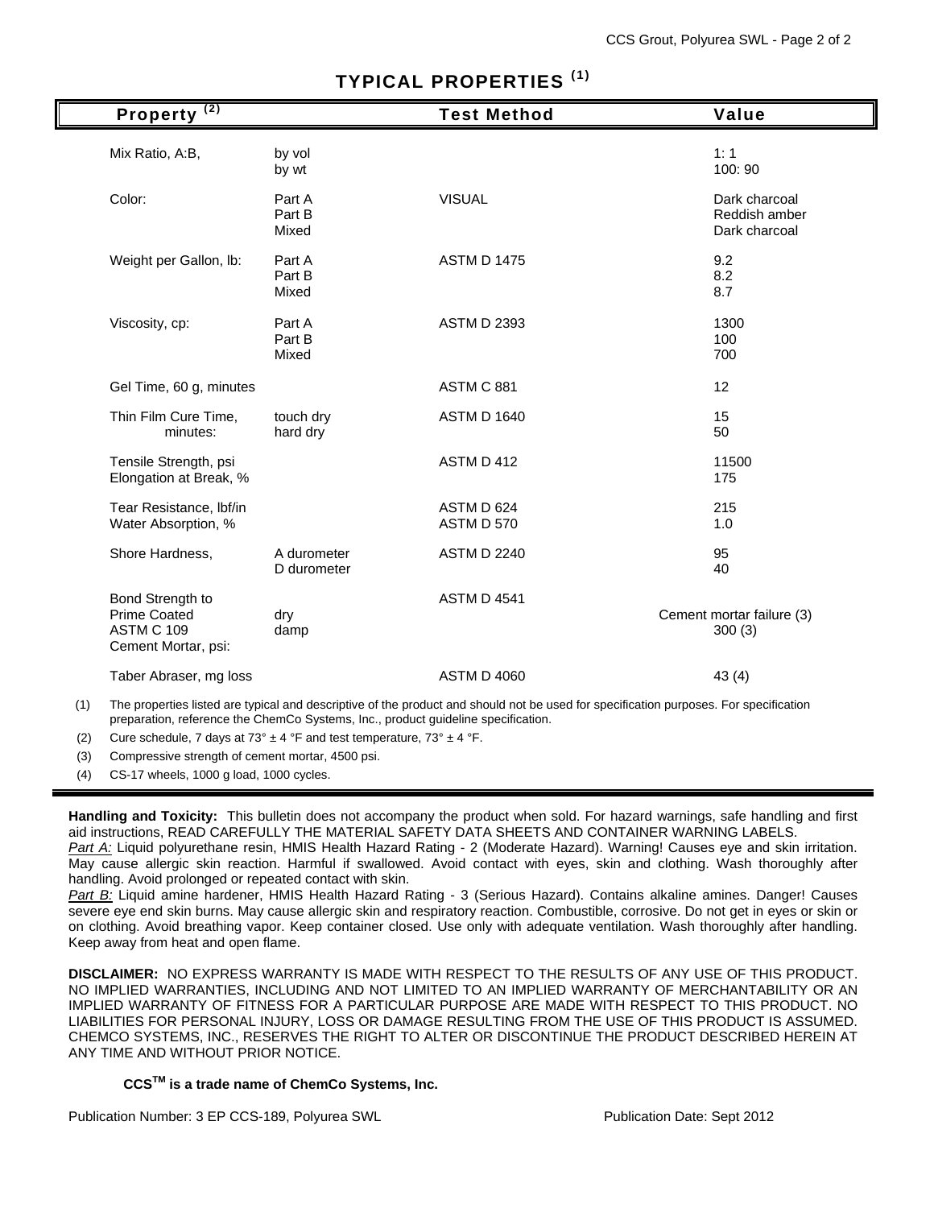# TYPICAL PROPERTIES [1]

| Property [2] | | Test Method | Value |
|---|---|---|---|
| Mix Ratio, A:B, | by vol<br>by wt | | 1: 1<br>100: 90 |
| Color: | Part A<br>Part B<br>Mixed | VISUAL | Dark charcoal<br>Reddish amber<br>Dark charcoal |
| Weight per Gallon, lb: | Part A<br>Part B<br>Mixed | ASTM D 1475 | 9.2<br>8.2<br>8.7 |
| Viscosity, cp: | Part A<br>Part B<br>Mixed | ASTM D 2393 | 1300<br>100<br>700 |
| Gel Time, 60 g, minutes | | ASTM C 881 | 12 |
| Thin Film Cure Time, minutes: | touch dry<br>hard dry | ASTM D 1640 | 15<br>50 |
| Tensile Strength, psi<br>Elongation at Break, % | | ASTM D 412 | 11500<br>175 |
| Tear Resistance, lbf/in<br>Water Absorption, % | | ASTM D 624<br>ASTM D 570 | 215<br>1.0 |
| Shore Hardness, | A durometer<br>D durometer | ASTM D 2240 | 95<br>40 |
| Bond Strength to Prime Coated ASTM C 109 Cement Mortar, psi: | dry<br>damp | ASTM D 4541 | Cement mortar failure (3)<br>300 (3) |
| Taber Abraser, mg loss | | ASTM D 4060 | 43 (4) |

(1) The properties listed are typical and descriptive of the product and should not be used for specification purposes. For specification preparation, reference the ChemCo Systems, Inc., product guideline specification.

(2) Cure schedule, 7 days at 73° ± 4 °F and test temperature, 73° ± 4 °F.

(3) Compressive strength of cement mortar, 4500 psi.

(4) CS-17 wheels, 1000 g load, 1000 cycles.

**Handling and Toxicity:** This bulletin does not accompany the product when sold. For hazard warnings, safe handling and first aid instructions, READ CAREFULLY THE MATERIAL SAFETY DATA SHEETS AND CONTAINER WARNING LABELS.
*Part A:* Liquid polyurethane resin, HMIS Health Hazard Rating - 2 (Moderate Hazard). Warning! Causes eye and skin irritation. May cause allergic skin reaction. Harmful if swallowed. Avoid contact with eyes, skin and clothing. Wash thoroughly after handling. Avoid prolonged or repeated contact with skin.
*Part B:* Liquid amine hardener, HMIS Health Hazard Rating - 3 (Serious Hazard). Contains alkaline amines. Danger! Causes severe eye end skin burns. May cause allergic skin and respiratory reaction. Combustible, corrosive. Do not get in eyes or skin or on clothing. Avoid breathing vapor. Keep container closed. Use only with adequate ventilation. Wash thoroughly after handling. Keep away from heat and open flame.

**DISCLAIMER:** NO EXPRESS WARRANTY IS MADE WITH RESPECT TO THE RESULTS OF ANY USE OF THIS PRODUCT. NO IMPLIED WARRANTIES, INCLUDING AND NOT LIMITED TO AN IMPLIED WARRANTY OF MERCHANTABILITY OR AN IMPLIED WARRANTY OF FITNESS FOR A PARTICULAR PURPOSE ARE MADE WITH RESPECT TO THIS PRODUCT. NO LIABILITIES FOR PERSONAL INJURY, LOSS OR DAMAGE RESULTING FROM THE USE OF THIS PRODUCT IS ASSUMED. CHEMCO SYSTEMS, INC., RESERVES THE RIGHT TO ALTER OR DISCONTINUE THE PRODUCT DESCRIBED HEREIN AT ANY TIME AND WITHOUT PRIOR NOTICE.

**CCS™ is a trade name of ChemCo Systems, Inc.**

Publication Number: 3 EP CCS-189, Polyurea SWL — Publication Date: Sept 2012